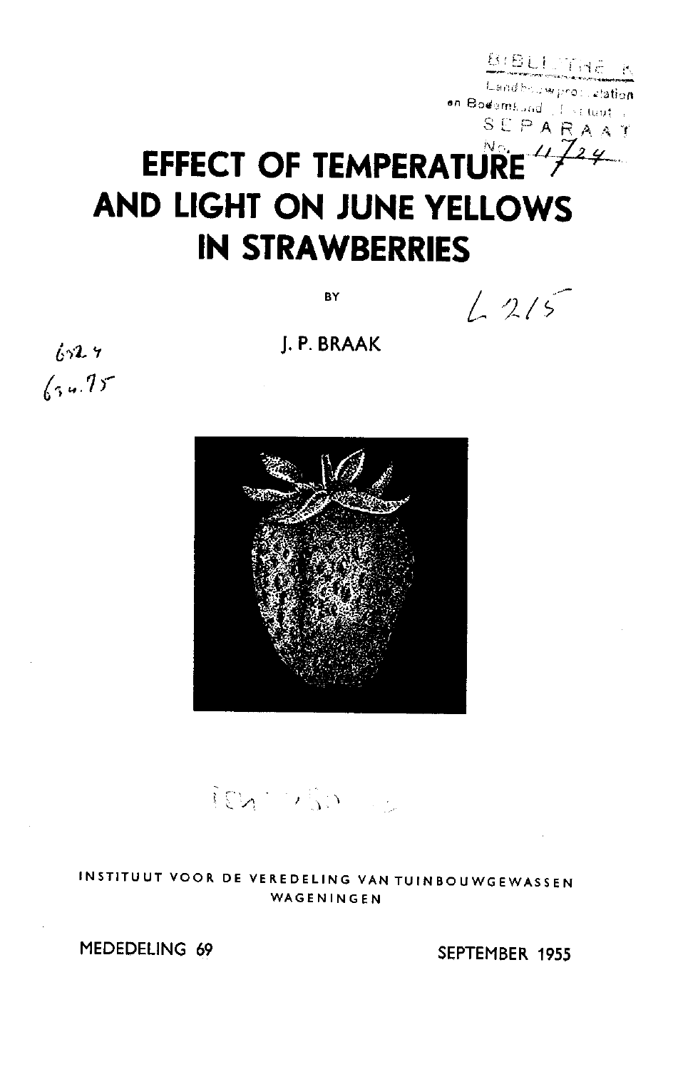# EFFECT OF TEMPERATURE AND LIGHT ON JUNE YELLOWS IN STRAWBERRIES

BY

J. P. BRAAK

INSTITUUT VOOR DE VEREDELING VAN TUINBOUWGEWASSEN
WAGENINGEN

MEDEDELING 69

SEPTEMBER 1955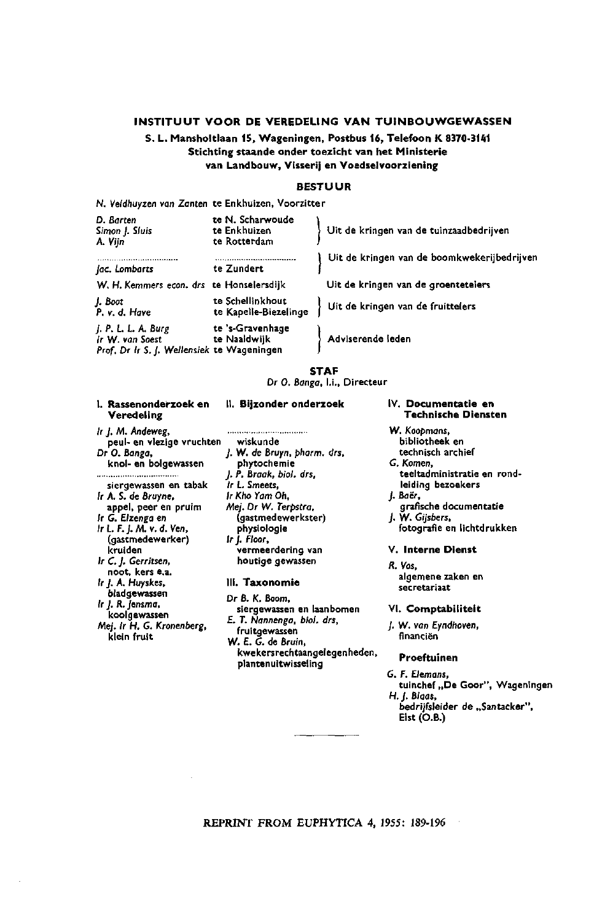# INSTITUUT VOOR DE VEREDELING VAN TUINBOUWGEWASSEN

**S. L. Mansholtlaan 15, Wageningen, Postbus 16, Telefoon K 8370-3141**
**Stichting staande onder toezicht van het Ministerie van Landbouw, Visserij en Voedselvoorziening**

## BESTUUR

*N. Veldhuyzen van Zanten* te Enkhuizen, Voorzitter

| | | |
|---|---|---|
| *D. Barten* | te N. Scharwoude | Uit de kringen van de tuinzaadbedrijven |
| *Simon J. Sluis* | te Enkhuizen | |
| *A. Vijn* | te Rotterdam | |
| ................................ | ................................ | Uit de kringen van de boomkwekerijbedrijven |
| *Jac. Lombarts* | te Zundert | |
| *W. H. Kemmers econ. drs* | te Honselersdijk | Uit de kringen van de groentetelers |
| *J. Boot* | te Schellinkhout | Uit de kringen van de fruittelers |
| *P. v. d. Have* | te Kapelle-Biezelinge | |
| *J. P. L. L. A. Burg* | te 's-Gravenhage | Adviserende leden |
| *Ir W. van Soest* | te Naaldwijk | |
| *Prof. Dr Ir S. J. Wellensiek* | te Wageningen | |

## STAF

*Dr O. Banga*, l.i., Directeur

### I. Rassenonderzoek en Veredeling

*Ir J. M. Andeweg*,
peul- en vlezige vruchten
*Dr O. Banga*,
knol- en bolgewassen
................................
siergewassen en tabak
*Ir A. S. de Bruyne*,
appel, peer en pruim
*Ir G. Elzenga* en
*Ir L. F. J. M. v. d. Ven*,
(gastmedewerker)
kruiden
*Ir C. J. Gerritsen*,
noot, kers e.a.
*Ir J. A. Huyskes*,
bladgewassen
*Ir J. R. Jensma*,
koolgewassen
*Mej. Ir H. G. Kronenberg*,
klein fruit

### II. Bijzonder onderzoek

................................
wiskunde
*J. W. de Bruyn, pharm. drs*,
phytochemie
*J. P. Braak, biol. drs*,
*Ir L. Smeets*,
*Ir Kho Yam Oh*,
*Mej. Dr W. Terpstra*,
(gastmedewerkster)
physiologie
*Ir J. Floor*,
vermeerdering van
houtige gewassen

### III. Taxonomie

*Dr B. K. Boom*,
siergewassen en laanbomen
*E. T. Nannenga, biol. drs*,
fruitgewassen
*W. E. G. de Bruin*,
kwekersrechtaangelegenheden,
planten­uitwisseling

### IV. Documentatie en Technische Diensten

*W. Koopmans*,
bibliotheek en
technisch archief
*G. Komen*,
teeltadministratie en rond-
leiding bezoekers
*J. Baër*,
grafische documentatie
*J. W. Gijsbers*,
fotografie en lichtdrukken

### V. Interne Dienst

*R. Vos*,
algemene zaken en
secretariaat

### VI. Comptabiliteit

*J. W. van Eyndhoven*,
financiën

### Proeftuinen

*G. F. Elemans*,
tuinchef „De Goor", Wageningen
*H. J. Blaas*,
bedrijfsleider de „Santacker",
Eist (O.B.)

---

REPRINT FROM EUPHYTICA 4, 1955: 189-196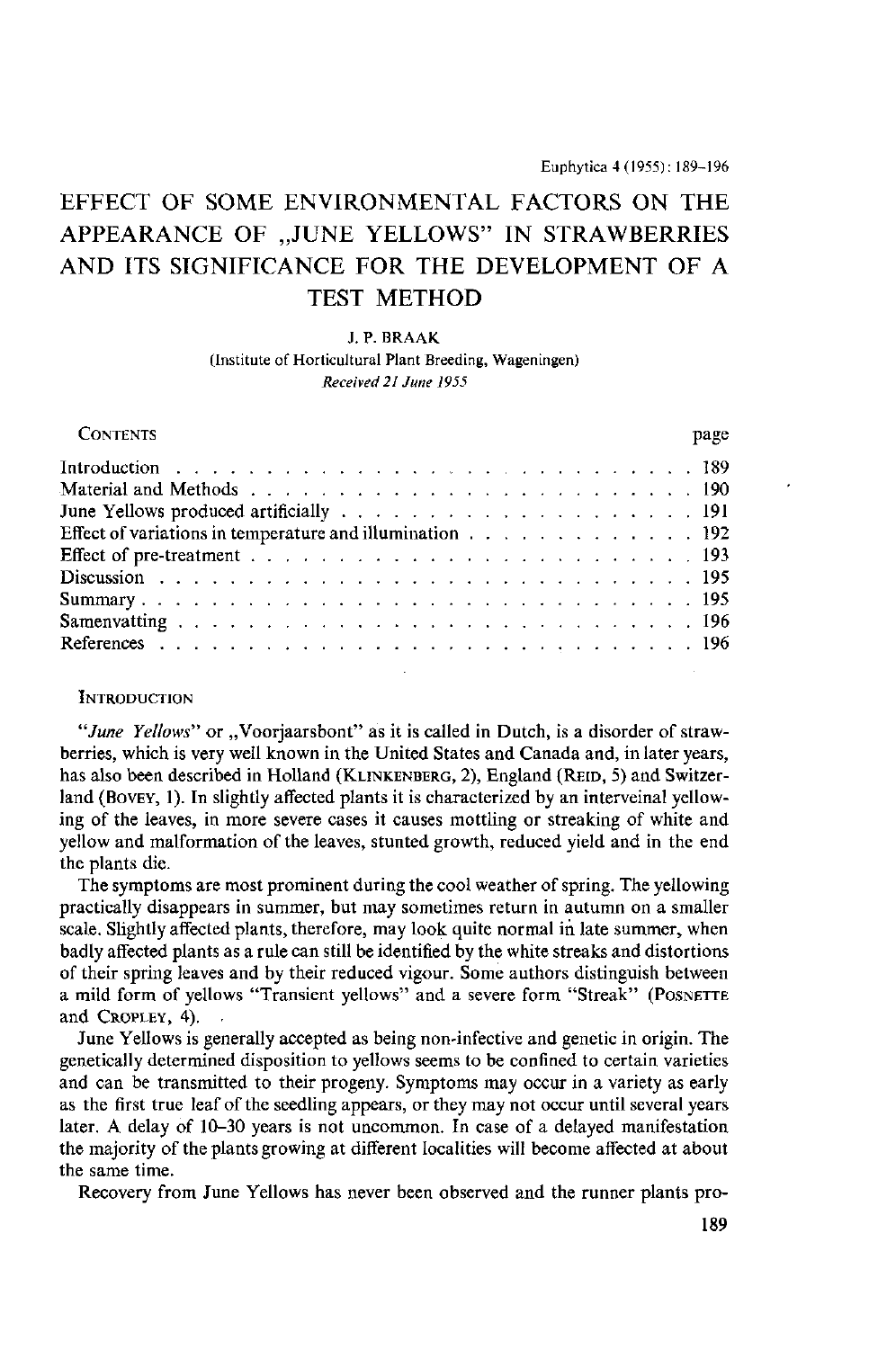# EFFECT OF SOME ENVIRONMENTAL FACTORS ON THE APPEARANCE OF „JUNE YELLOWS" IN STRAWBERRIES AND ITS SIGNIFICANCE FOR THE DEVELOPMENT OF A TEST METHOD

J. P. BRAAK

(Institute of Horticultural Plant Breeding, Wageningen)

*Received 21 June 1955*

| CONTENTS | page |
|---|---|
| Introduction | 189 |
| Material and Methods | 190 |
| June Yellows produced artificially | 191 |
| Effect of variations in temperature and illumination | 192 |
| Effect of pre-treatment | 193 |
| Discussion | 195 |
| Summary | 195 |
| Samenvatting | 196 |
| References | 196 |

## INTRODUCTION

"*June Yellows*" or „Voorjaarsbont" as it is called in Dutch, is a disorder of strawberries, which is very well known in the United States and Canada and, in later years, has also been described in Holland (KLINKENBERG, 2), England (REID, 5) and Switzerland (BOVEY, 1). In slightly affected plants it is characterized by an interveinal yellowing of the leaves, in more severe cases it causes mottling or streaking of white and yellow and malformation of the leaves, stunted growth, reduced yield and in the end the plants die.

The symptoms are most prominent during the cool weather of spring. The yellowing practically disappears in summer, but may sometimes return in autumn on a smaller scale. Slightly affected plants, therefore, may look quite normal in late summer, when badly affected plants as a rule can still be identified by the white streaks and distortions of their spring leaves and by their reduced vigour. Some authors distinguish between a mild form of yellows "Transient yellows" and a severe form "Streak" (POSNETTE and CROPLEY, 4).

June Yellows is generally accepted as being non-infective and genetic in origin. The genetically determined disposition to yellows seems to be confined to certain varieties and can be transmitted to their progeny. Symptoms may occur in a variety as early as the first true leaf of the seedling appears, or they may not occur until several years later. A delay of 10–30 years is not uncommon. In case of a delayed manifestation the majority of the plants growing at different localities will become affected at about the same time.

Recovery from June Yellows has never been observed and the runner plants pro-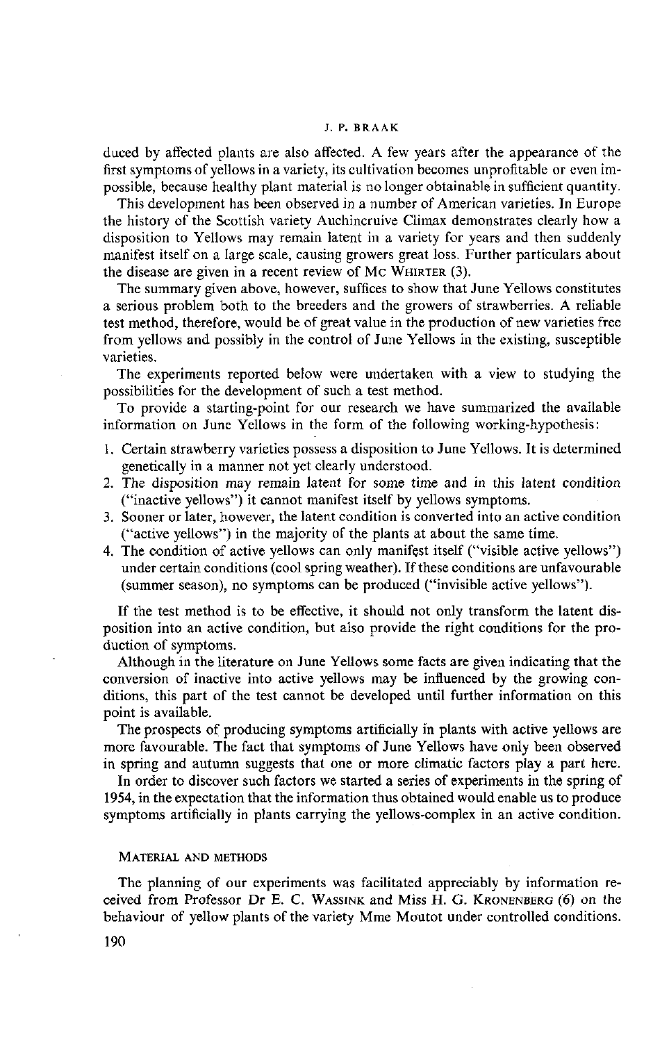duced by affected plants are also affected. A few years after the appearance of the first symptoms of yellows in a variety, its cultivation becomes unprofitable or even impossible, because healthy plant material is no longer obtainable in sufficient quantity.

This development has been observed in a number of American varieties. In Europe the history of the Scottish variety Auchincruive Climax demonstrates clearly how a disposition to Yellows may remain latent in a variety for years and then suddenly manifest itself on a large scale, causing growers great loss. Further particulars about the disease are given in a recent review of Mc Whirter (3).

The summary given above, however, suffices to show that June Yellows constitutes a serious problem both to the breeders and the growers of strawberries. A reliable test method, therefore, would be of great value in the production of new varieties free from yellows and possibly in the control of June Yellows in the existing, susceptible varieties.

The experiments reported below were undertaken with a view to studying the possibilities for the development of such a test method.

To provide a starting-point for our research we have summarized the available information on June Yellows in the form of the following working-hypothesis:

1. Certain strawberry varieties possess a disposition to June Yellows. It is determined genetically in a manner not yet clearly understood.
2. The disposition may remain latent for some time and in this latent condition ("inactive yellows") it cannot manifest itself by yellows symptoms.
3. Sooner or later, however, the latent condition is converted into an active condition ("active yellows") in the majority of the plants at about the same time.
4. The condition of active yellows can only manifest itself ("visible active yellows") under certain conditions (cool spring weather). If these conditions are unfavourable (summer season), no symptoms can be produced ("invisible active yellows").

If the test method is to be effective, it should not only transform the latent disposition into an active condition, but also provide the right conditions for the production of symptoms.

Although in the literature on June Yellows some facts are given indicating that the conversion of inactive into active yellows may be influenced by the growing conditions, this part of the test cannot be developed until further information on this point is available.

The prospects of producing symptoms artificially in plants with active yellows are more favourable. The fact that symptoms of June Yellows have only been observed in spring and autumn suggests that one or more climatic factors play a part here.

In order to discover such factors we started a series of experiments in the spring of 1954, in the expectation that the information thus obtained would enable us to produce symptoms artificially in plants carrying the yellows-complex in an active condition.

## Material and methods

The planning of our experiments was facilitated appreciably by information received from Professor Dr E. C. Wassink and Miss H. G. Kronenberg (6) on the behaviour of yellow plants of the variety Mme Moutot under controlled conditions.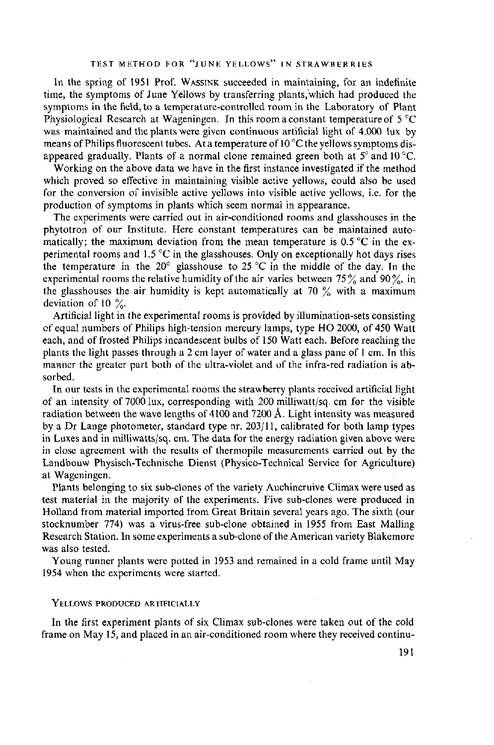In the spring of 1951 Prof. WASSINK succeeded in maintaining, for an indefinite time, the symptoms of June Yellows by transferring plants, which had produced the symptoms in the field, to a temperature-controlled room in the Laboratory of Plant Physiological Research at Wageningen. In this room a constant temperature of 5 °C was maintained and the plants were given continuous artificial light of 4.000 lux by means of Philips fluorescent tubes. At a temperature of 10 °C the yellows symptoms disappeared gradually. Plants of a normal clone remained green both at 5° and 10 °C.

Working on the above data we have in the first instance investigated if the method which proved so effective in maintaining visible active yellows, could also be used for the conversion of invisible active yellows into visible active yellows, i.e. for the production of symptoms in plants which seem normal in appearance.

The experiments were carried out in air-conditioned rooms and glasshouses in the phytotron of our Institute. Here constant temperatures can be maintained automatically; the maximum deviation from the mean temperature is 0.5 °C in the experimental rooms and 1.5 °C in the glasshouses. Only on exceptionally hot days rises the temperature in the 20° glasshouse to 25 °C in the middle of the day. In the experimental rooms the relative humidity of the air varies between 75% and 90%, in the glasshouses the air humidity is kept automatically at 70 % with a maximum deviation of 10 %.

Artificial light in the experimental rooms is provided by illumination-sets consisting of equal numbers of Philips high-tension mercury lamps, type HO 2000, of 450 Watt each, and of frosted Philips incandescent bulbs of 150 Watt each. Before reaching the plants the light passes through a 2 cm layer of water and a glass pane of 1 cm. In this manner the greater part both of the ultra-violet and of the infra-red radiation is absorbed.

In our tests in the experimental rooms the strawberry plants received artificial light of an intensity of 7000 lux, corresponding with 200 milliwatt/sq. cm for the visible radiation between the wave lengths of 4100 and 7200 Å. Light intensity was measured by a Dr Lange photometer, standard type nr. 203/11, calibrated for both lamp types in Luxes and in milliwatts/sq. cm. The data for the energy radiation given above were in close agreement with the results of thermopile measurements carried out by the Landbouw Physisch-Technische Dienst (Physico-Technical Service for Agriculture) at Wageningen.

Plants belonging to six sub-clones of the variety Auchincruive Climax were used as test material in the majority of the experiments. Five sub-clones were produced in Holland from material imported from Great Britain several years ago. The sixth (our stocknumber 774) was a virus-free sub-clone obtained in 1955 from East Malling Research Station. In some experiments a sub-clone of the American variety Blakemore was also tested.

Young runner plants were potted in 1953 and remained in a cold frame until May 1954 when the experiments were started.

## YELLOWS PRODUCED ARTIFICIALLY

In the first experiment plants of six Climax sub-clones were taken out of the cold frame on May 15, and placed in an air-conditioned room where they received continu-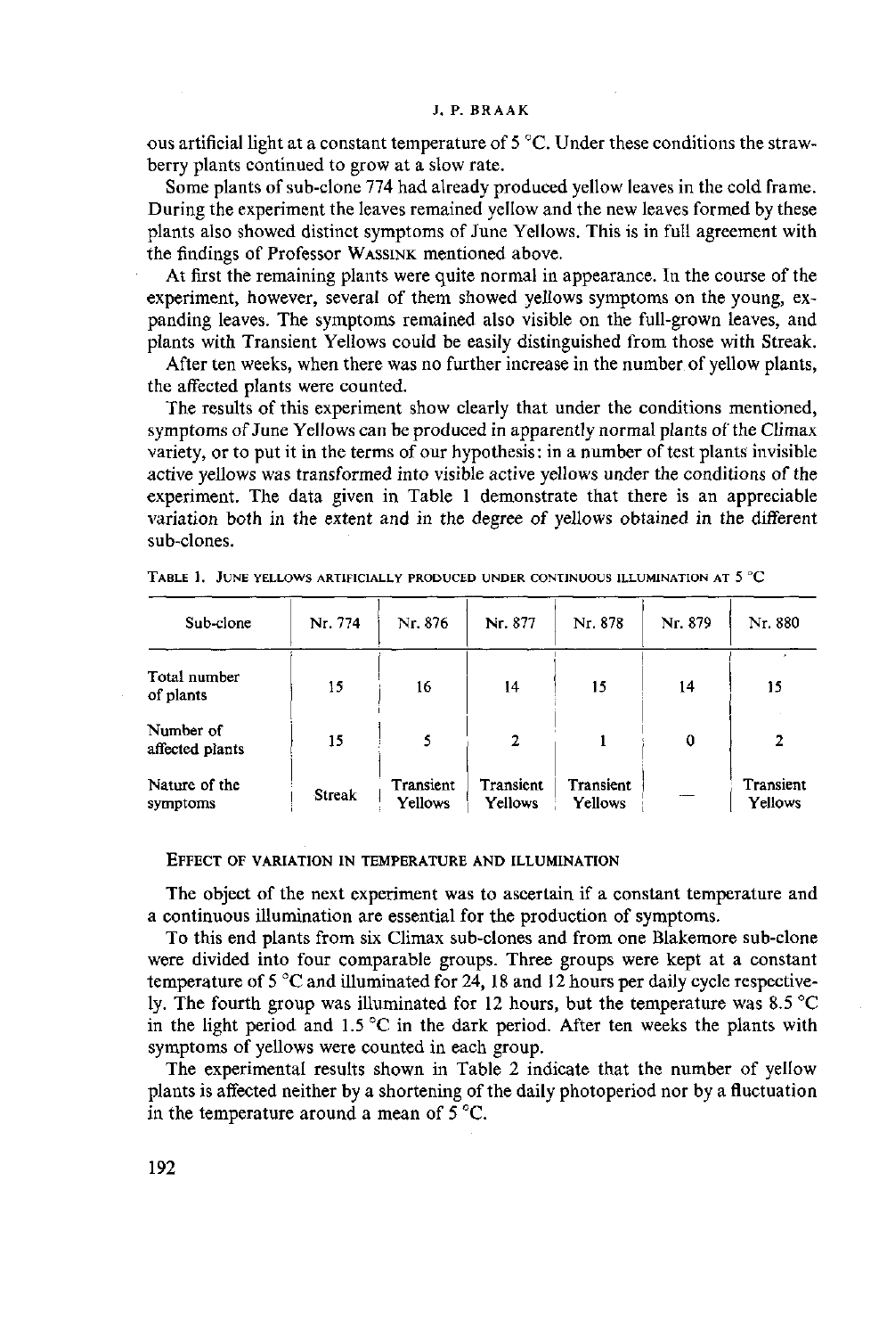ous artificial light at a constant temperature of 5 °C. Under these conditions the strawberry plants continued to grow at a slow rate.

Some plants of sub-clone 774 had already produced yellow leaves in the cold frame. During the experiment the leaves remained yellow and the new leaves formed by these plants also showed distinct symptoms of June Yellows. This is in full agreement with the findings of Professor WASSINK mentioned above.

At first the remaining plants were quite normal in appearance. In the course of the experiment, however, several of them showed yellows symptoms on the young, expanding leaves. The symptoms remained also visible on the full-grown leaves, and plants with Transient Yellows could be easily distinguished from those with Streak.

After ten weeks, when there was no further increase in the number of yellow plants, the affected plants were counted.

The results of this experiment show clearly that under the conditions mentioned, symptoms of June Yellows can be produced in apparently normal plants of the Climax variety, or to put it in the terms of our hypothesis: in a number of test plants invisible active yellows was transformed into visible active yellows under the conditions of the experiment. The data given in Table 1 demonstrate that there is an appreciable variation both in the extent and in the degree of yellows obtained in the different sub-clones.

TABLE 1. JUNE YELLOWS ARTIFICIALLY PRODUCED UNDER CONTINUOUS ILLUMINATION AT 5 °C

| Sub-clone | Nr. 774 | Nr. 876 | Nr. 877 | Nr. 878 | Nr. 879 | Nr. 880 |
|---|---|---|---|---|---|---|
| Total number of plants | 15 | 16 | 14 | 15 | 14 | 15 |
| Number of affected plants | 15 | 5 | 2 | 1 | 0 | 2 |
| Nature of the symptoms | Streak | Transient Yellows | Transient Yellows | Transient Yellows | — | Transient Yellows |

## EFFECT OF VARIATION IN TEMPERATURE AND ILLUMINATION

The object of the next experiment was to ascertain if a constant temperature and a continuous illumination are essential for the production of symptoms.

To this end plants from six Climax sub-clones and from one Blakemore sub-clone were divided into four comparable groups. Three groups were kept at a constant temperature of 5 °C and illuminated for 24, 18 and 12 hours per daily cycle respectively. The fourth group was illuminated for 12 hours, but the temperature was 8.5 °C in the light period and 1.5 °C in the dark period. After ten weeks the plants with symptoms of yellows were counted in each group.

The experimental results shown in Table 2 indicate that the number of yellow plants is affected neither by a shortening of the daily photoperiod nor by a fluctuation in the temperature around a mean of 5 °C.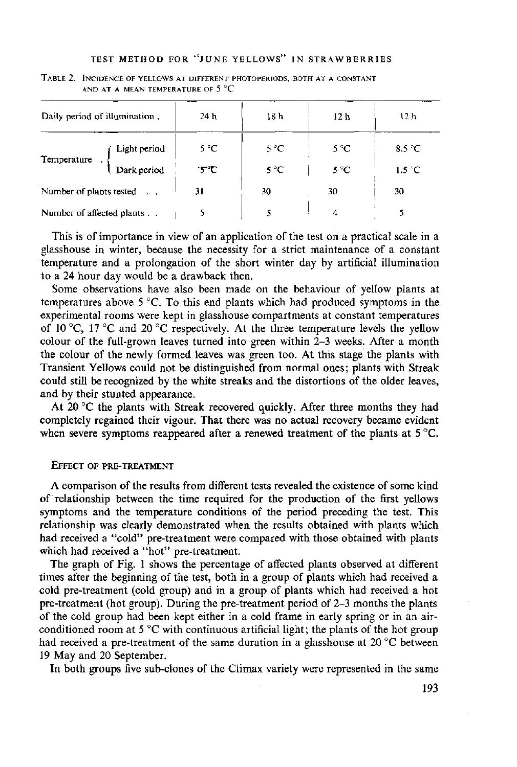TABLE 2. INCIDENCE OF YELLOWS AT DIFFERENT PHOTOPERIODS, BOTH AT A CONSTANT AND AT A MEAN TEMPERATURE OF 5 °C

| Daily period of illumination . | | 24 h | 18 h | 12 h | 12 h |
|---|---|---|---|---|---|
| Temperature . | Light period | 5 °C | 5 °C | 5 °C | 8.5 °C |
| | Dark period | 5 °C | 5 °C | 5 °C | 1.5 °C |
| Number of plants tested . . | | 31 | 30 | 30 | 30 |
| Number of affected plants . . | | 5 | 5 | 4 | 5 |

This is of importance in view of an application of the test on a practical scale in a glasshouse in winter, because the necessity for a strict maintenance of a constant temperature and a prolongation of the short winter day by artificial illumination to a 24 hour day would be a drawback then.

Some observations have also been made on the behaviour of yellow plants at temperatures above 5 °C. To this end plants which had produced symptoms in the experimental rooms were kept in glasshouse compartments at constant temperatures of 10 °C, 17 °C and 20 °C respectively. At the three temperature levels the yellow colour of the full-grown leaves turned into green within 2–3 weeks. After a month the colour of the newly formed leaves was green too. At this stage the plants with Transient Yellows could not be distinguished from normal ones; plants with Streak could still be recognized by the white streaks and the distortions of the older leaves, and by their stunted appearance.

At 20 °C the plants with Streak recovered quickly. After three months they had completely regained their vigour. That there was no actual recovery became evident when severe symptoms reappeared after a renewed treatment of the plants at 5 °C.

## EFFECT OF PRE-TREATMENT

A comparison of the results from different tests revealed the existence of some kind of relationship between the time required for the production of the first yellows symptoms and the temperature conditions of the period preceding the test. This relationship was clearly demonstrated when the results obtained with plants which had received a "cold" pre-treatment were compared with those obtained with plants which had received a "hot" pre-treatment.

The graph of Fig. 1 shows the percentage of affected plants observed at different times after the beginning of the test, both in a group of plants which had received a cold pre-treatment (cold group) and in a group of plants which had received a hot pre-treatment (hot group). During the pre-treatment period of 2–3 months the plants of the cold group had been kept either in a cold frame in early spring or in an air-conditioned room at 5 °C with continuous artificial light; the plants of the hot group had received a pre-treatment of the same duration in a glasshouse at 20 °C between 19 May and 20 September.

In both groups five sub-clones of the Climax variety were represented in the same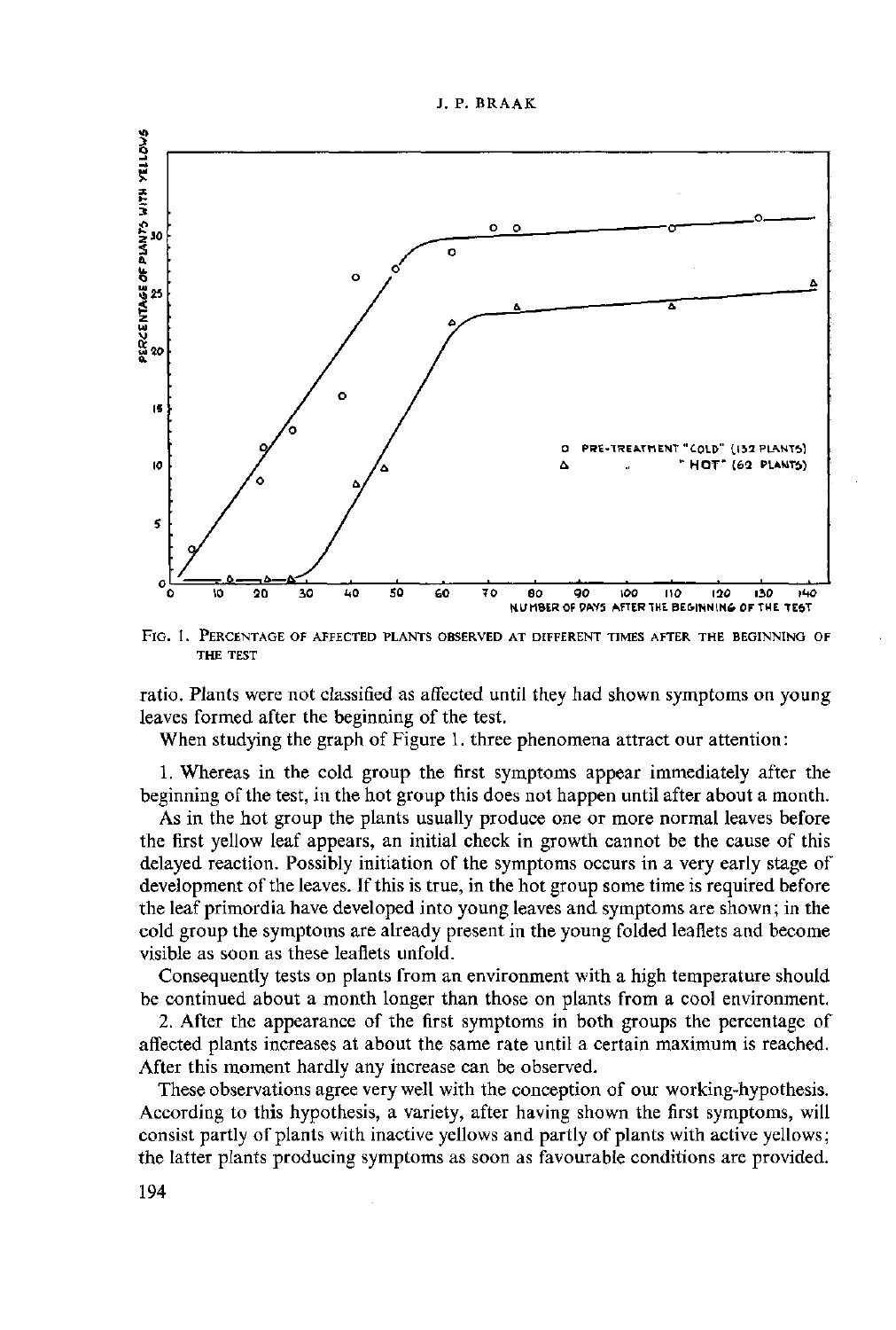Fig. 1. Percentage of affected plants observed at different times after the beginning of the test

ratio. Plants were not classified as affected until they had shown symptoms on young leaves formed after the beginning of the test.

When studying the graph of Figure 1. three phenomena attract our attention:

1. Whereas in the cold group the first symptoms appear immediately after the beginning of the test, in the hot group this does not happen until after about a month.

As in the hot group the plants usually produce one or more normal leaves before the first yellow leaf appears, an initial check in growth cannot be the cause of this delayed reaction. Possibly initiation of the symptoms occurs in a very early stage of development of the leaves. If this is true, in the hot group some time is required before the leaf primordia have developed into young leaves and symptoms are shown; in the cold group the symptoms are already present in the young folded leaflets and become visible as soon as these leaflets unfold.

Consequently tests on plants from an environment with a high temperature should be continued about a month longer than those on plants from a cool environment.

2. After the appearance of the first symptoms in both groups the percentage of affected plants increases at about the same rate until a certain maximum is reached. After this moment hardly any increase can be observed.

These observations agree very well with the conception of our working-hypothesis. According to this hypothesis, a variety, after having shown the first symptoms, will consist partly of plants with inactive yellows and partly of plants with active yellows; the latter plants producing symptoms as soon as favourable conditions are provided.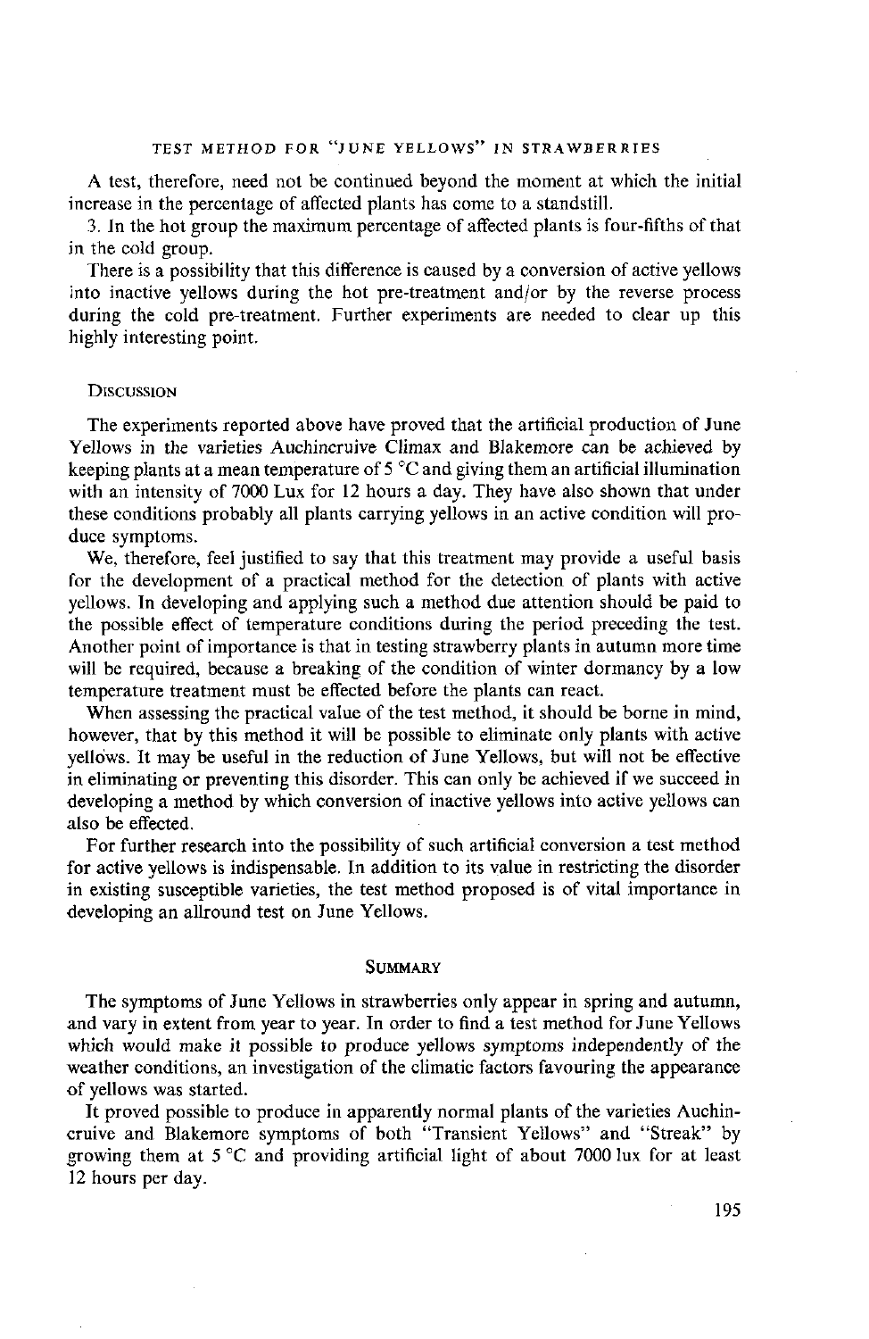A test, therefore, need not be continued beyond the moment at which the initial increase in the percentage of affected plants has come to a standstill.

3. In the hot group the maximum percentage of affected plants is four-fifths of that in the cold group.

There is a possibility that this difference is caused by a conversion of active yellows into inactive yellows during the hot pre-treatment and/or by the reverse process during the cold pre-treatment. Further experiments are needed to clear up this highly interesting point.

## Discussion

The experiments reported above have proved that the artificial production of June Yellows in the varieties Auchincruive Climax and Blakemore can be achieved by keeping plants at a mean temperature of 5 °C and giving them an artificial illumination with an intensity of 7000 Lux for 12 hours a day. They have also shown that under these conditions probably all plants carrying yellows in an active condition will produce symptoms.

We, therefore, feel justified to say that this treatment may provide a useful basis for the development of a practical method for the detection of plants with active yellows. In developing and applying such a method due attention should be paid to the possible effect of temperature conditions during the period preceding the test. Another point of importance is that in testing strawberry plants in autumn more time will be required, because a breaking of the condition of winter dormancy by a low temperature treatment must be effected before the plants can react.

When assessing the practical value of the test method, it should be borne in mind, however, that by this method it will be possible to eliminate only plants with active yellows. It may be useful in the reduction of June Yellows, but will not be effective in eliminating or preventing this disorder. This can only be achieved if we succeed in developing a method by which conversion of inactive yellows into active yellows can also be effected.

For further research into the possibility of such artificial conversion a test method for active yellows is indispensable. In addition to its value in restricting the disorder in existing susceptible varieties, the test method proposed is of vital importance in developing an allround test on June Yellows.

## Summary

The symptoms of June Yellows in strawberries only appear in spring and autumn, and vary in extent from year to year. In order to find a test method for June Yellows which would make it possible to produce yellows symptoms independently of the weather conditions, an investigation of the climatic factors favouring the appearance of yellows was started.

It proved possible to produce in apparently normal plants of the varieties Auchincruive and Blakemore symptoms of both "Transient Yellows" and "Streak" by growing them at 5 °C and providing artificial light of about 7000 lux for at least 12 hours per day.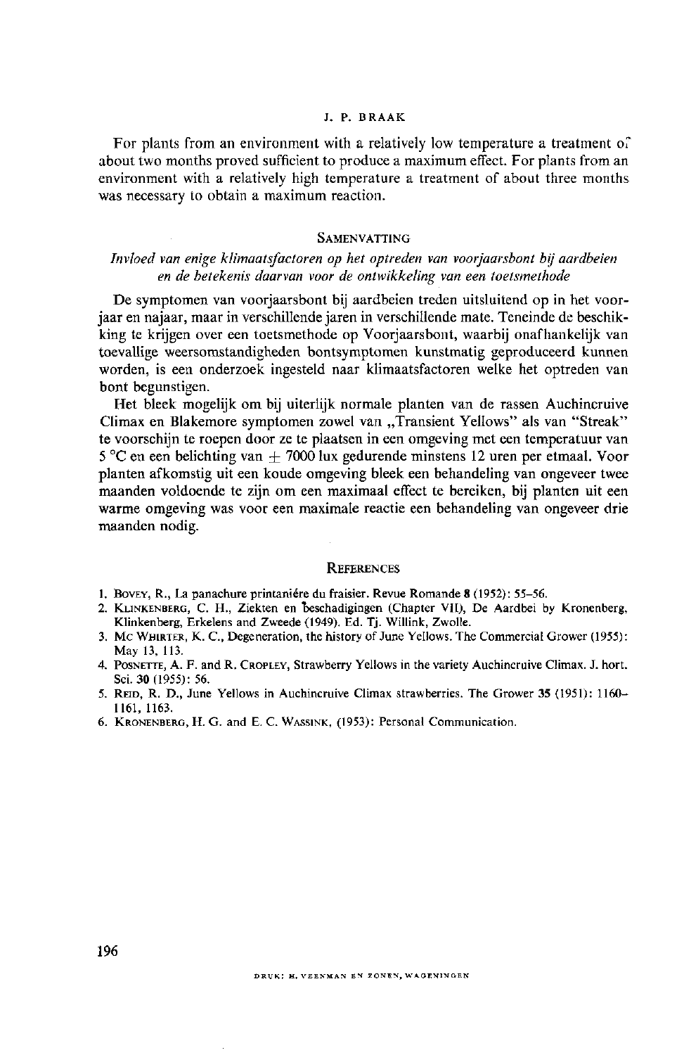For plants from an environment with a relatively low temperature a treatment of about two months proved sufficient to produce a maximum effect. For plants from an environment with a relatively high temperature a treatment of about three months was necessary to obtain a maximum reaction.

## Samenvatting

*Invloed van enige klimaatsfactoren op het optreden van voorjaarsbont bij aardbeien en de betekenis daarvan voor de ontwikkeling van een toetsmethode*

De symptomen van voorjaarsbont bij aardbeien treden uitsluitend op in het voorjaar en najaar, maar in verschillende jaren in verschillende mate. Teneinde de beschikking te krijgen over een toetsmethode op Voorjaarsbont, waarbij onafhankelijk van toevallige weersomstandigheden bontsymptomen kunstmatig geproduceerd kunnen worden, is een onderzoek ingesteld naar klimaatsfactoren welke het optreden van bont begunstigen.

Het bleek mogelijk om bij uiterlijk normale planten van de rassen Auchincruive Climax en Blakemore symptomen zowel van „Transient Yellows" als van "Streak" te voorschijn te roepen door ze te plaatsen in een omgeving met een temperatuur van 5 °C en een belichting van ± 7000 lux gedurende minstens 12 uren per etmaal. Voor planten afkomstig uit een koude omgeving bleek een behandeling van ongeveer twee maanden voldoende te zijn om een maximaal effect te bereiken, bij planten uit een warme omgeving was voor een maximale reactie een behandeling van ongeveer drie maanden nodig.

## References

1. Bovey, R., La panachure printanière du fraisier. Revue Romande **8** (1952): 55–56.
2. Klinkenberg, C. H., Ziekten en beschadigingen (Chapter VII), De Aardbei by Kronenberg, Klinkenberg, Erkelens and Zweede (1949). Ed. Tj. Willink, Zwolle.
3. Mc Whirter, K. C., Degeneration, the history of June Yellows. The Commercial Grower (1955): May 13, 113.
4. Posnette, A. F. and R. Cropley, Strawberry Yellows in the variety Auchincruive Climax. J. hort. Sci. **30** (1955): 56.
5. Reid, R. D., June Yellows in Auchincruive Climax strawberries. The Grower **35** (1951): 1160–1161, 1163.
6. Kronenberg, H. G. and E. C. Wassink, (1953): Personal Communication.

Druk: H. Veenman en Zonen, Wageningen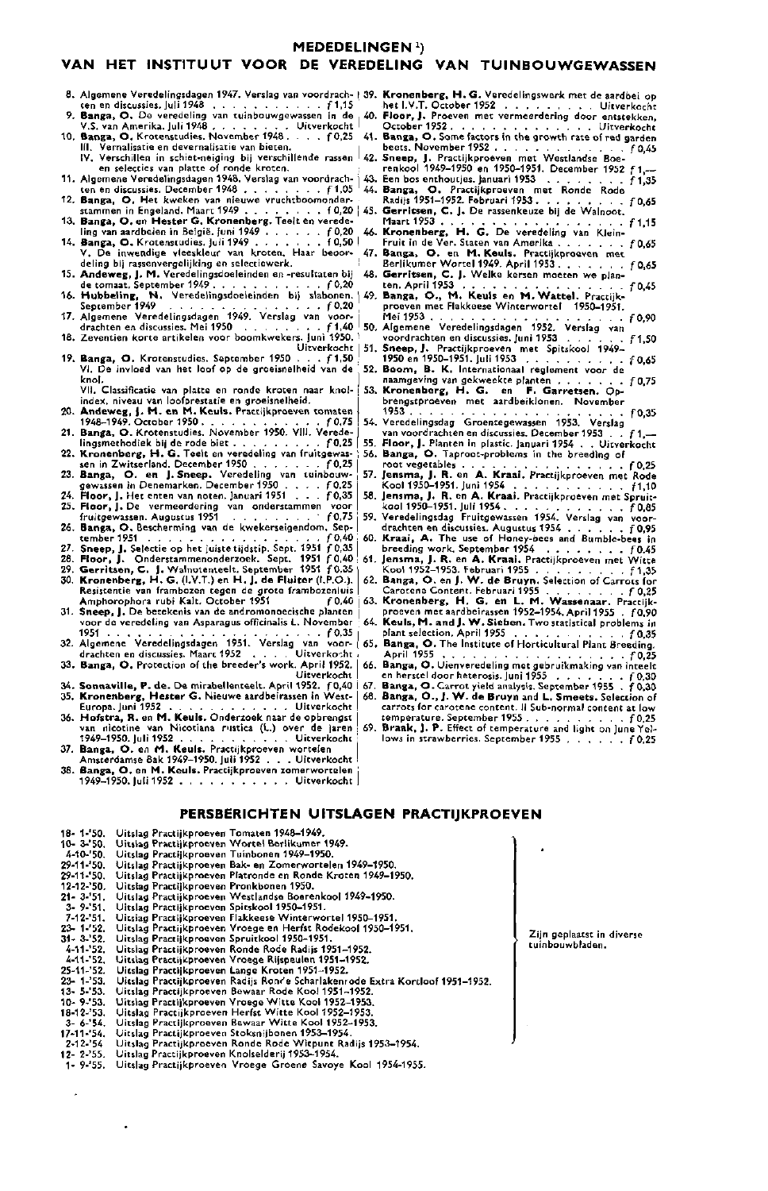# MEDEDELINGEN [1]

## VAN HET INSTITUUT VOOR DE VEREDELING VAN TUINBOUWGEWASSEN

8. Algemene Veredelingsdagen 1947. Verslag van voordrachten en discussies. Juli 1948 . . . . . . . . . . . . *f* 1,15
9. **Banga, O.** De veredeling van tuinbouwgewassen in de V.S. van Amerika. Juli 1948 . . . . . . . . Uitverkocht
10. **Banga, O.** Krotenstudies. November 1948 . . . . *f* 0,25
    III. Vernalisatie en devernalisatie van bieten.
    IV. Verschillen in schiet-neiging bij verschillende rassen en selecties van platte of ronde kroten.
11. Algemene Veredelingsdagen 1948. Verslag van voordrachten en discussies. December 1948 . . . . . . . . *f* 1,05
12. **Banga, O.** Het kweken van nieuwe vruchtboomonderstammen in Engeland. Maart 1949 . . . . . . . . *f* 0,20
13. **Banga, O.** en **Hester G. Kronenberg.** Teelt en veredeling van aardbeien in België. Juni 1949 . . . . . . *f* 0,20
14. **Banga, O.** Krotenstudies. Juli 1949 . . . . . . . *f* 0,50
    V. De inwendige vleeskleur van kroten. Haar beoordeling bij rassenvergelijking en selectiewerk.
15. **Andeweg, J. M.** Veredelingsdoeleinden en -resultaten bij de tomaat. September 1949 . . . . . . . . . . *f* 0,20
16. **Hubbeling, N.** Veredelingsdoeleinden bij slabonen. September 1949 . . . . . . . . . . . . . . *f* 0,20
17. Algemene Veredelingsdagen 1949. Verslag van voordrachten en discussies. Mei 1950 . . . . . . . . *f* 1,40
18. Zeventien korte artikelen voor boomkwekers. Juni 1950. Uitverkocht
19. **Banga, O.** Krotenstudies. September 1950 . . . *f* 1,50
    VI. De invloed van het loof op de groeisnelheid van de knol.
    VII. Classificatie van platte en ronde kroten naar knolindex, niveau van loofprestatie en groeisnelheid.
20. **Andeweg, J. M.** en **M. Keuls.** Practijkproeven tomaten 1948–1949. October 1950 . . . . . . . . . . . *f* 0,75
21. **Banga, O.** Krotenstudies. November 1950. VIII. Veredelingsmethodiek bij de rode biet . . . . . . . . . *f* 0,25
22. **Kronenberg, H. G.** Teelt en veredeling van fruitgewassen in Zwitserland. December 1950 . . . . . . . *f* 0,25
23. **Banga, O.** en **J. Sneep.** Veredeling van tuinbouwgewassen in Denemarken. December 1950 . . . . *f* 0,25
24. **Floor, J.** Het enten van noten. Januari 1951 . . . *f* 0,35
25. **Floor, J.** De vermeerdering van onderstammen voor fruitgewassen. Augustus 1951 . . . . . . . . *f* 0,75
26. **Banga, O.** Bescherming van de kwekerseigendom. September 1951 . . . . . . . . . . . . . . . . *f* 0,40
27. **Sneep, J.** Selectie op het juiste tijdstip. Sept. 1951 *f* 0,35
28. **Floor, J.** Onderstammenonderzoek. Sept. 1951 *f* 0,40
29. **Gerritsen, C. J.** Walnotenteelt. September 1951 *f* 0,35
30. **Kronenberg, H. G.** (I.V.T.) en **H. J. de Fluiter** (I.P.O.). Resistentie van frambozen tegen de grote frambozenluis Amphorophora rubi Kalt. October 1951 . . . . . *f* 0,40
31. **Sneep, J.** De betekenis van de andromonoecische planten voor de veredeling van Asparagus officinalis L. November 1951 . . . . . . . . . . . . . . . . . . . . *f* 0,35
32. Algemene Veredelingsdagen 1951. Verslag van voordrachten en discussies. Maart 1952 . . . . Uitverkocht
33. **Banga, O.** Protection of the breeder's work. April 1952. Uitverkocht
34. **Sonnaville, P. de.** De mirabellenteelt. April 1952. *f* 0,40
35. **Kronenberg, Hester G.** Nieuwe aardbeirassen in West-Europa. Juni 1952 . . . . . . . . . . . . Uitverkocht
36. **Hofstra, R.** en **M. Keuls.** Onderzoek naar de opbrengst van nicotine van Nicotiana rustica (L.) over de jaren 1949–1950. Juli 1952 . . . . . . . . . . . Uitverkocht
37. **Banga, O.** en **M. Keuls.** Practijkproeven wortelen Amsterdamse Bak 1949–1950. Juli 1952 . . . Uitverkocht
38. **Banga, O.** en **M. Keuls.** Practijkproeven zomerwortelen 1949–1950. Juli 1952 . . . . . . . . . . . Uitverkocht
39. **Kronenberg, H. G.** Veredelingswerk met de aardbei op het I.V.T. October 1952 . . . . . . . . . Uitverkocht
40. **Floor, J.** Proeven met vermeerdering door entstekken. October 1952. . . . . . . . . . . . . . Uitverkocht
41. **Banga, O.** Some factors in the growth rate of red garden beets. November 1952 . . . . . . . . . . . . *f* 0,45
42. **Sneep, J.** Practijkproeven met Westlandse Boerenkool 1949–1950 en 1950–1951. December 1952 *f* 1,—
43. Een bos enthoutjes. Januari 1953 . . . . . . . . *f* 1,35
44. **Banga, O.** Practijkproeven met Ronde Rode Radijs 1951–1952. Februari 1953 . . . . . . . . . *f* 0,65
45. **Gerritsen, C. J.** De rassenkeuze bij de Walnoot. Maart 1953 . . . . . . . . . . . . . . . . . *f* 1,15
46. **Kronenberg, H. G.** De veredeling van Kleinfruit in de Ver. Staten van Amerika . . . . . . . *f* 0,65
47. **Banga, O.** en **M. Keuls.** Practijkproeven met Berlikumer Wortel 1949. April 1953 . . . . . . . *f* 0,65
48. **Gerritsen, C. J.** Welke kersen moeten we planten. April 1953 . . . . . . . . . . . . . . . *f* 0,45
49. **Banga, O., M. Keuls** en **M. Wattel.** Practijkproeven met Flakkeese Winterwortel 1950–1951. Mei 1953 . . . . . . . . . . . . . . . . . . *f* 0,90
50. Algemene Veredelingsdagen 1952. Verslag van voordrachten en discussies. Juni 1953 . . . . . *f* 1,50
51. **Sneep, J.** Practijkproeven met Spitskool 1949–1950 en 1950–1951. Juli 1953 . . . . . . . . . *f* 0,65
52. **Boom, B. K.** Internationaal reglement voor de naamgeving van gekweekte planten . . . . . . . . *f* 0,75
53. **Kronenberg, H. G.** en **F. Garretsen.** Opbrengstproeven met aardbeiklonen. November 1953 . . . . . . . . . . . . . . . . . . . . *f* 0,35
54. Veredelingsdag Groentegewassen 1953. Verslag van voordrachten en discussies. December 1953 . . *f* 1,—
55. **Floor, J.** Planten in plastic. Januari 1954 . . Uitverkocht
56. **Banga, O.** Taproot-problems in the breeding of root vegetables . . . . . . . . . . . . . . . . *f* 0,25
57. **Jensma, J. R.** en **A. Kraai.** Practijkproeven met Rode Kool 1950–1951. Juni 1954 . . . . . . . . . . *f* 1,10
58. **Jensma, J. R.** en **A. Kraai.** Practijkproeven met Spruitkool 1950–1951. Juli 1954. . . . . . . . . . . *f* 0,85
59. Veredelingsdag Fruitgewassen 1954. Verslag van voordrachten en discussies. Augustus 1954 . . . . . . *f* 0,95
60. **Kraai, A.** The use of Honey-bees and Bumble-bees in breeding work. September 1954 . . . . . . . . *f* 0,45
61. **Jensma, J. R.** en **A. Kraai.** Practijkproeven met Witte Kool 1952–1953. Februari 1955 . . . . . . . . *f* 1,35
62. **Banga, O.** en **J. W. de Bruyn.** Selection of Carrots for Carotene Content. Februari 1955 . . . . . . . *f* 0,25
63. **Kronenberg, H. G.** en **L. M. Wassenaar.** Practijkproeven met aardbeirassen 1952–1954. April 1955 . *f* 0,90
64. **Keuls, M.** and **J. W. Sieben.** Two statistical problems in plant selection. April 1955 . . . . . . . . . *f* 0,35
65. **Banga, O.** The Institute of Horticultural Plant Breeding. April 1955 . . . . . . . . . . . . . . . . *f* 0,25
66. **Banga, O.** Uienveredeling met gebruikmaking van inteelt en herstel door heterosis. Juni 1955 . . . . . *f* 0,30
67. **Banga, O.** Carrot yield analysis. September 1955 . *f* 0,30
68. **Banga, O., J. W. de Bruyn** and **L. Smeets.** Selection of carrots for carotene content. II Sub-normal content at low temperature. September 1955 . . . . . . . . . *f* 0,25
69. **Braak, J. P.** Effect of temperature and light on June Yellows in strawberries. September 1955 . . . . . . *f* 0,25

## PERSBERICHTEN UITSLAGEN PRACTIJKPROEVEN

- 18- 1-'50. Uitslag Practijkproeven Tomaten 1948–1949.
- 10- 3-'50. Uitslag Practijkproeven Wortel Berlikumer 1949.
- 4-10-'50. Uitslag Practijkproeven Tuinbonen 1949–1950.
- 29-11-'50. Uitslag Practijkproeven Bak- en Zomerwortelen 1949–1950.
- 29-11-'50. Uitslag Practijkproeven Platronde en Ronde Kroten 1949–1950.
- 12-12-'50. Uitslag Practijkproeven Pronkbonen 1950.
- 21- 3-'51. Uitslag Practijkproeven Westlandse Boerenkool 1949–1950.
- 3- 9-'51. Uitslag Practijkproeven Spitskool 1950–1951.
- 7-12-'51. Uitslag Practijkproeven Flakkeese Winterwortel 1950–1951.
- 23- 1-'52. Uitslag Practijkproeven Vroege en Herfst Rodekool 1950–1951.
- 31- 3-'52. Uitslag Practijkproeven Spruitkool 1950–1951.
- 4-11-'52. Uitslag Practijkproeven Ronde Rode Radijs 1951–1952.
- 4-11-'52. Uitslag Practijkproeven Vroege Rijspeulen 1951–1952.
- 25-11-'52. Uitslag Practijkproeven Lange Kroten 1951–1952.
- 23- 1-'53. Uitslag Practijkproeven Radijs Rond'e Scharlakenrode Extra Kortloof 1951–1952.
- 13- 5-'53. Uitslag Practijkproeven Bewaar Rode Kool 1951–1952.
- 10- 9-'53. Uitslag Practijkproeven Vroege Witte Kool 1952–1953.
- 18-12-'53. Uitslag Practijkproeven Herfst Witte Kool 1952–1953.
- 3- 6-'54. Uitslag Practijkproeven Bewaar Witte Kool 1952–1953.
- 17-11-'54. Uitslag Practijkproeven Stoksnijbonen 1953–1954.
- 2-12-'54 Uitslag Practijkproeven Ronde Rode Witpunt Radijs 1953–1954.
- 12- 2-'55. Uitslag Practijkproeven Knolselderij 1953–1954.
- 1- 9-'55. Uitslag Practijkproeven Vroege Groene Savoye Kool 1954–1955.

Zijn geplaatst in diverse tuinbouwbladen.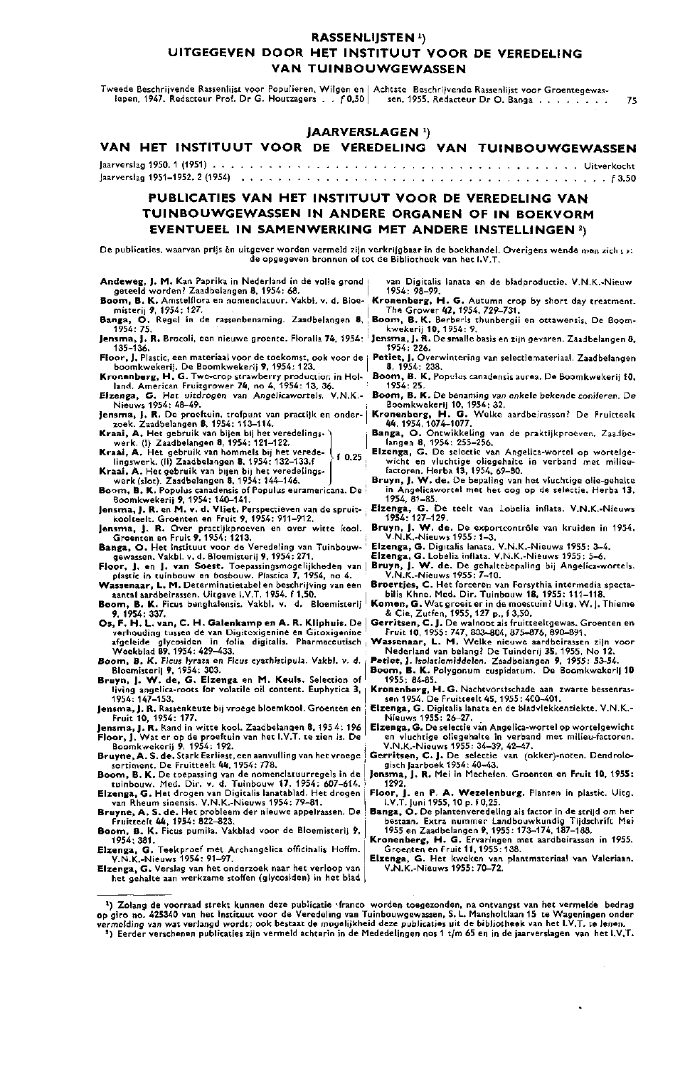## RASSENLIJSTEN [1]) UITGEGEVEN DOOR HET INSTITUUT VOOR DE VEREDELING VAN TUINBOUWGEWASSEN

Tweede Beschrijvende Rassenlijst voor Populieren, Wilgen en Iepen, 1947. Redacteur Prof. Dr G. Houtzagers . . ƒ 0,50

Achtste Beschrijvende Rassenlijst voor Groentegewassen. 1955. Redacteur Dr O. Banga . . . . . . . . 75

## JAARVERSLAGEN [1]) VAN HET INSTITUUT VOOR DE VEREDELING VAN TUINBOUWGEWASSEN

Jaarverslag 1950. 1 (1951) . . . . . . . . . . . . . . . . . . . . . . . . . . . . . . . . . . . . . . . . Uitverkocht

Jaarverslag 1951–1952. 2 (1954) . . . . . . . . . . . . . . . . . . . . . . . . . . . . . . . . . . . . . . . . ƒ 3,50

## PUBLICATIES VAN HET INSTITUUT VOOR DE VEREDELING VAN TUINBOUWGEWASSEN IN ANDERE ORGANEN OF IN BOEKVORM EVENTUEEL IN SAMENWERKING MET ANDERE INSTELLINGEN [2])

De publicaties, waarvan prijs èn uitgever worden vermeld zijn verkrijgbaar in de boekhandel. Overigens wende men zich tot de opgegeven bronnen of tot de Bibliotheek van het I.V.T.

**Andeweg, J. M.** Kan Paprika in Nederland in de volle grond geteeld worden? Zaadbelangen 8, 1954: 68.

**Boom, B. K.** Amstelflora en nomenclatuur. Vakbl. v. d. Bloemisterij 9, 1954: 127.

**Banga, O.** Regel in de rassenbenaming. Zaadbelangen 8, 1954: 75.

**Jensma, J. R.** Brocoli, een nieuwe groente. Floralia 74, 1954: 135–136.

**Floor, J.** Plastic, een materiaal voor de toekomst, ook voor de boomkwekerij. De Boomkwekerij 9, 1954: 123.

**Kronenberg, H. G.** Two-crop strawberry production in Holland. American Fruitgrower 74, no 4, 1954: 13, 36.

**Elzenga, G.** Het uitdrogen van Angelicawortels. V.N.K.-Nieuws 1954: 48–49.

**Jensma, J. R.** De proeftuin, trefpunt van practijk en onderzoek. Zaadbelangen 8, 1954: 113–114.

**Kraai, A.** Het gebruik van bijen bij het veredelingswerk. (I) Zaadbelangen 8, 1954: 121–122.

**Kraai, A.** Het gebruik van hommels bij het veredelingswerk. (II) Zaadbelangen 8, 1954: 132–133. ƒ 0,25

**Kraai, A.** Het gebruik van bijen bij het veredelingswerk (slot). Zaadbelangen 8, 1954: 144–146.

**Boom, B. K.** Populus canadensis of Populus euramericana. De Boomkwekerij 9, 1954: 140–141.

**Jensma, J. R. en M. v. d. Vliet.** Perspectieven van de spruitkoolteelt. Groenten en Fruit 9, 1954: 911–912.

**Jensma, J. R.** Over practijkproeven en over witte kool. Groenten en Fruit 9, 1954: 1213.

**Banga, O.** Het Instituut voor de Veredeling van Tuinbouwgewassen. Vakbl. v. d. Bloemisterij 9, 1954: 271.

**Floor, J. en J. van Soest.** Toepassingsmogelijkheden van plastic in tuinbouw en bosbouw. Plastica 7, 1954, no 4.

**Wassenaar, L. M.** Determinatietabel en beschrijving van een aantal aardbeirassen. Uitgave I.V.T. 1954. ƒ 1,50.

**Boom, B. K.** Ficus benghalensis. Vakbl. v. d. Bloemisterij 9, 1954: 337.

**Os, F. H. L. van, C. H. Galenkamp en A. R. Kliphuis.** De verhouding tussen de van Digitoxigenine en Gitoxigenine afgeleide glycosiden in folia digitalis. Pharmaceutisch Weekblad 89, 1954: 429–433.

**Boom, B. K.** *Ficus lyrata* en *Ficus cyathistipula*. Vakbl. v. d. Bloemisterij 9, 1954: 303.

**Bruyn, J. W. de, G. Elzenga en M. Keuls.** Selection of living angelica-roots for volatile oil content. Euphytica 3, 1954: 147–153.

**Jensma, J. R.** Rassenkeuze bij vroege bloemkool. Groenten en Fruit 10, 1954: 177.

**Jensma, J. R.** Rand in witte kool. Zaadbelangen 8, 1954: 196

**Floor, J.** Wat er op de proeftuin van het I.V.T. te zien is. De Boomkwekerij 9, 1954: 192.

**Bruyne, A. S. de.** Stark Earliest, een aanvulling van het vroege sortiment. De Fruitteelt 44, 1954: 778.

**Boom, B. K.** De toepassing van de nomenclatuurregels in de tuinbouw. Med. Dir. v. d. Tuinbouw 17, 1954: 607–614.

**Elzenga, G.** Het drogen van Digitalis lanatablad. Het drogen van Rheum sinensis. V.N.K.-Nieuws 1954: 79–81.

**Bruyne, A. S. de.** Het probleem der nieuwe appelrassen. De Fruitteelt 44, 1954: 822–823.

**Boom, B. K.** Ficus pumila. Vakblad voor de Bloemisterij 9, 1954: 381.

**Elzenga, G.** Teeltproef met Archangelica officinalis Hoffm. V.N.K.-Nieuws 1954: 91–97.

**Elzenga, G.** Verslag van het onderzoek naar het verloop van het gehalte aan werkzame stoffen (glycosiden) in het blad van Digitalis lanata en de bladproductie. V.N.K.-Nieuw 1954: 98–99.

**Kronenberg, H. G.** Autumn crop by short day treatment. The Grower 42, 1954, 729–731.

**Boom, B. K.** Berberis thunbergii en ottawensis. De Boomkwekerij 10, 1954: 9.

**Jensma, J. R.** De smalle basis en zijn gevaren. Zaadbelangen 8, 1954: 226.

**Petiet, J.** Overwintering van selectiemateriaal. Zaadbelangen 8, 1954: 238.

**Boom, B. K.** Populus canadensis aurea. De Boomkwekerij 10, 1954: 25.

**Boom, B. K.** De benaming van enkele bekende coniferen. De Boomkwekerij 10, 1954: 32.

**Kronenberg, H. G.** Welke aardbeirassen? De Fruitteelt 44, 1954, 1074–1077.

**Banga, O.** Ontwikkeling van de praktijkproeven. Zaadbelangen 8, 1954: 255–256.

**Elzenga, G.** De selectie van Angelica-wortel op wortelgewicht en vluchtige oliegehalte in verband met milieufactoren. Herba 13, 1954, 69–80.

**Bruyn, J. W. de.** De bepaling van het vluchtige olie-gehalte in Angelicawortel met het oog op de selectie. Herba 13, 1954, 81–85.

**Elzenga, G.** De teelt van Lobelia inflata. V.N.K.-Nieuws 1954: 127–129.

**Bruyn, J. W. de.** De exportcontrôle van kruiden in 1954. V.N.K.-Nieuws 1955: 1–3.

**Elzenga, G.** Digitalis lanata. V.N.K.-Nieuws 1955: 3–4.

**Elzenga, G.** Lobelia inflata. V.N.K.-Nieuws 1955: 5–6.

**Bruyn, J. W. de.** De gehaltebepaling bij Angelica-wortels. V.N.K.-Nieuws 1955: 7–10.

**Broertjes, C.** Het forceren van Forsythia intermedia spectabilis Khne. Med. Dir. Tuinbouw 18, 1955: 111–118.

**Komen, G.** Wat groeit er in de moestuin? Uitg. W. J. Thieme & Cie, Zutfen, 1955, 127 p., ƒ 3,50.

**Gerritsen, C. J.** De walnoot als fruitteeltgewas. Groenten en Fruit 10, 1955: 747, 803–804, 875–876, 890–891.

**Wassenaar, L. M.** Welke nieuwe aardbeirassen zijn voor Nederland van belang? De Tuinderij 35, 1955, No 12.

**Petiet, J.** Isolatiemiddelen. Zaadbelangen 9, 1955: 53–54.

**Boom, B. K.** Polygonum cuspidatum. De Boomkwekerij 10 1955: 84–85.

**Kronenberg, H. G.** Nachtvorstschade aan zwarte bessenrassen 1954. De Fruitteelt 45, 1955: 400–401.

**Elzenga, G.** Digitalis lanata en de bladvlekkenziekte. V.N.K.-Nieuws 1955: 26–27.

**Elzenga, G.** De selectie van Angelica-wortel op wortelgewicht en vluchtige oliegehalte in verband met milieu-factoren. V.N.K.-Nieuws 1955: 34–39, 42–47.

**Gerritsen, C. J.** De selectie van (okker)-noten. Dendrologisch Jaarboek 1954: 40–43.

**Jensma, J. R.** Mei in Mechelen. Groenten en Fruit 10, 1955: 1292.

**Floor, J. en P. A. Wezelenburg.** Planten in plastic. Uitg. I.V.T. Juni 1955, 10 p. ƒ 0,25.

**Banga, O.** De plantenveredeling als factor in de strijd om het bestaan. Extra nummer Landbouwkundig Tijdschrift Mei 1955 en Zaadbelangen 9, 1955: 173–174, 187–188.

**Kronenberg, H. G.** Ervaringen met aardbeirassen in 1955. Groenten en Fruit 11, 1955: 138.

**Elzenga, G.** Het kweken van plantmateriaal van Valeriaan. V.N.K.-Nieuws 1955: 70–72.

---

[1]) Zolang de voorraad strekt kunnen deze publicatie franco worden toegezonden, na ontvangst van het vermelde bedrag op giro no. 425340 van het Instituut voor de Veredeling van Tuinbouwgewassen, S. L. Mansholtlaan 15 te Wageningen onder vermelding van wat verlangd wordt; ook bestaat de mogelijkheid deze publicaties uit de bibliotheek van het I.V.T. te lenen.

[2]) Eerder verschenen publicaties zijn vermeld achterin in de Mededelingen nos 1 t/m 65 en in de jaarverslagen van het I.V.T.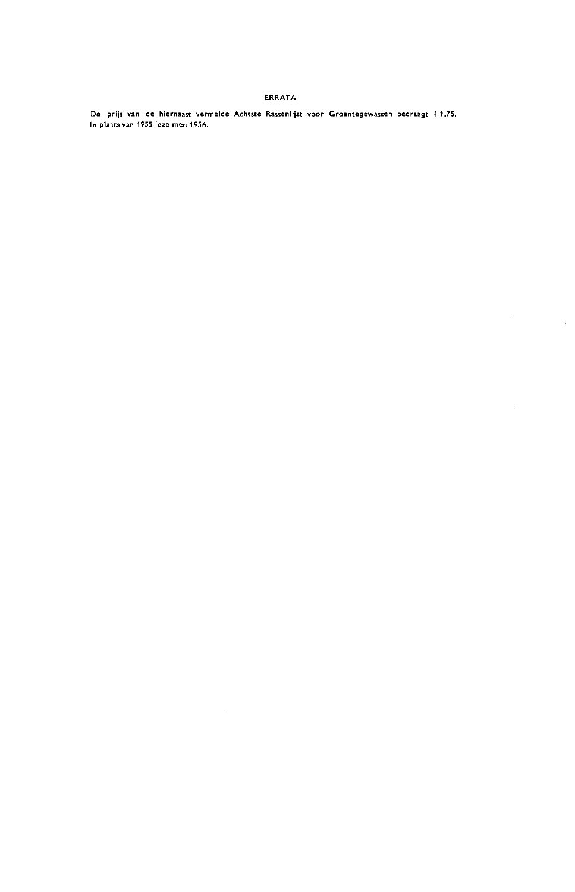# ERRATA

De prijs van de hiernaast vermelde Achtste Rassenlijst voor Groentegewassen bedraagt f 1.75.
In plaats van 1955 leze men 1956.